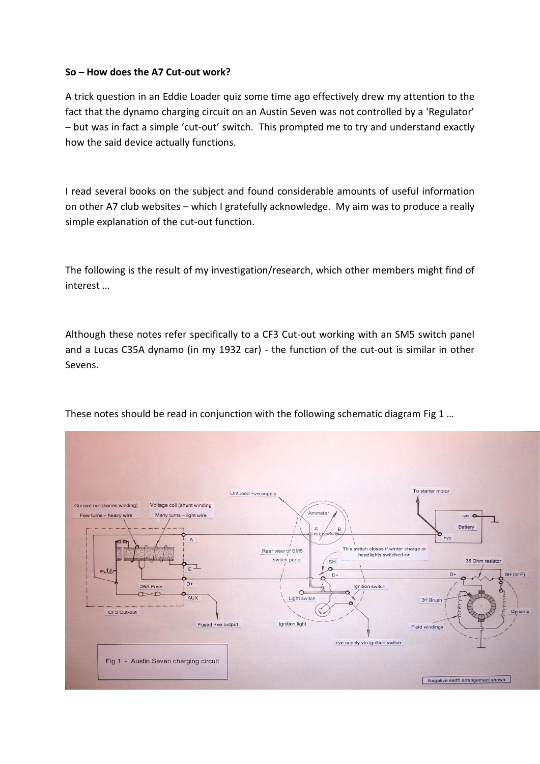**So – How does the A7 Cut-out work?**

A trick question in an Eddie Loader quiz some time ago effectively drew my attention to the fact that the dynamo charging circuit on an Austin Seven was not controlled by a 'Regulator' – but was in fact a simple 'cut-out' switch. This prompted me to try and understand exactly how the said device actually functions.

I read several books on the subject and found considerable amounts of useful information on other A7 club websites – which I gratefully acknowledge. My aim was to produce a really simple explanation of the cut-out function.

The following is the result of my investigation/research, which other members might find of interest …

Although these notes refer specifically to a CF3 Cut-out working with an SM5 switch panel and a Lucas C35A dynamo (in my 1932 car) - the function of the cut-out is similar in other Sevens.

These notes should be read in conjunction with the following schematic diagram Fig 1 …

Fig 1 - Austin Seven charging circuit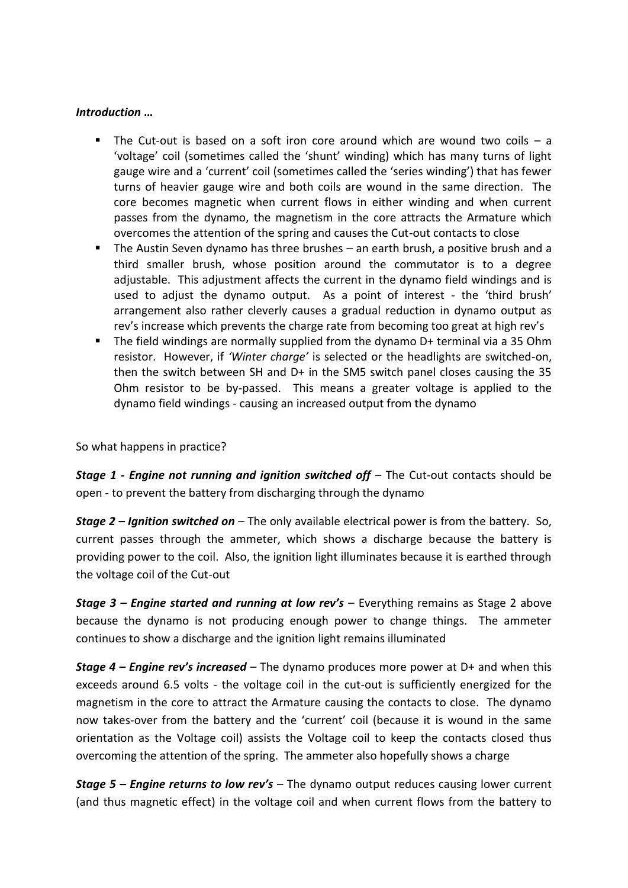***Introduction …***

- The Cut-out is based on a soft iron core around which are wound two coils – a 'voltage' coil (sometimes called the 'shunt' winding) which has many turns of light gauge wire and a 'current' coil (sometimes called the 'series winding') that has fewer turns of heavier gauge wire and both coils are wound in the same direction. The core becomes magnetic when current flows in either winding and when current passes from the dynamo, the magnetism in the core attracts the Armature which overcomes the attention of the spring and causes the Cut-out contacts to close
- The Austin Seven dynamo has three brushes – an earth brush, a positive brush and a third smaller brush, whose position around the commutator is to a degree adjustable. This adjustment affects the current in the dynamo field windings and is used to adjust the dynamo output. As a point of interest - the 'third brush' arrangement also rather cleverly causes a gradual reduction in dynamo output as rev's increase which prevents the charge rate from becoming too great at high rev's
- The field windings are normally supplied from the dynamo D+ terminal via a 35 Ohm resistor. However, if *'Winter charge'* is selected or the headlights are switched-on, then the switch between SH and D+ in the SM5 switch panel closes causing the 35 Ohm resistor to be by-passed. This means a greater voltage is applied to the dynamo field windings - causing an increased output from the dynamo

So what happens in practice?

***Stage 1 - Engine not running and ignition switched off*** – The Cut-out contacts should be open - to prevent the battery from discharging through the dynamo

***Stage 2 – Ignition switched on*** – The only available electrical power is from the battery. So, current passes through the ammeter, which shows a discharge because the battery is providing power to the coil. Also, the ignition light illuminates because it is earthed through the voltage coil of the Cut-out

***Stage 3 – Engine started and running at low rev's*** – Everything remains as Stage 2 above because the dynamo is not producing enough power to change things. The ammeter continues to show a discharge and the ignition light remains illuminated

***Stage 4 – Engine rev's increased*** – The dynamo produces more power at D+ and when this exceeds around 6.5 volts - the voltage coil in the cut-out is sufficiently energized for the magnetism in the core to attract the Armature causing the contacts to close. The dynamo now takes-over from the battery and the 'current' coil (because it is wound in the same orientation as the Voltage coil) assists the Voltage coil to keep the contacts closed thus overcoming the attention of the spring. The ammeter also hopefully shows a charge

***Stage 5 – Engine returns to low rev's*** – The dynamo output reduces causing lower current (and thus magnetic effect) in the voltage coil and when current flows from the battery to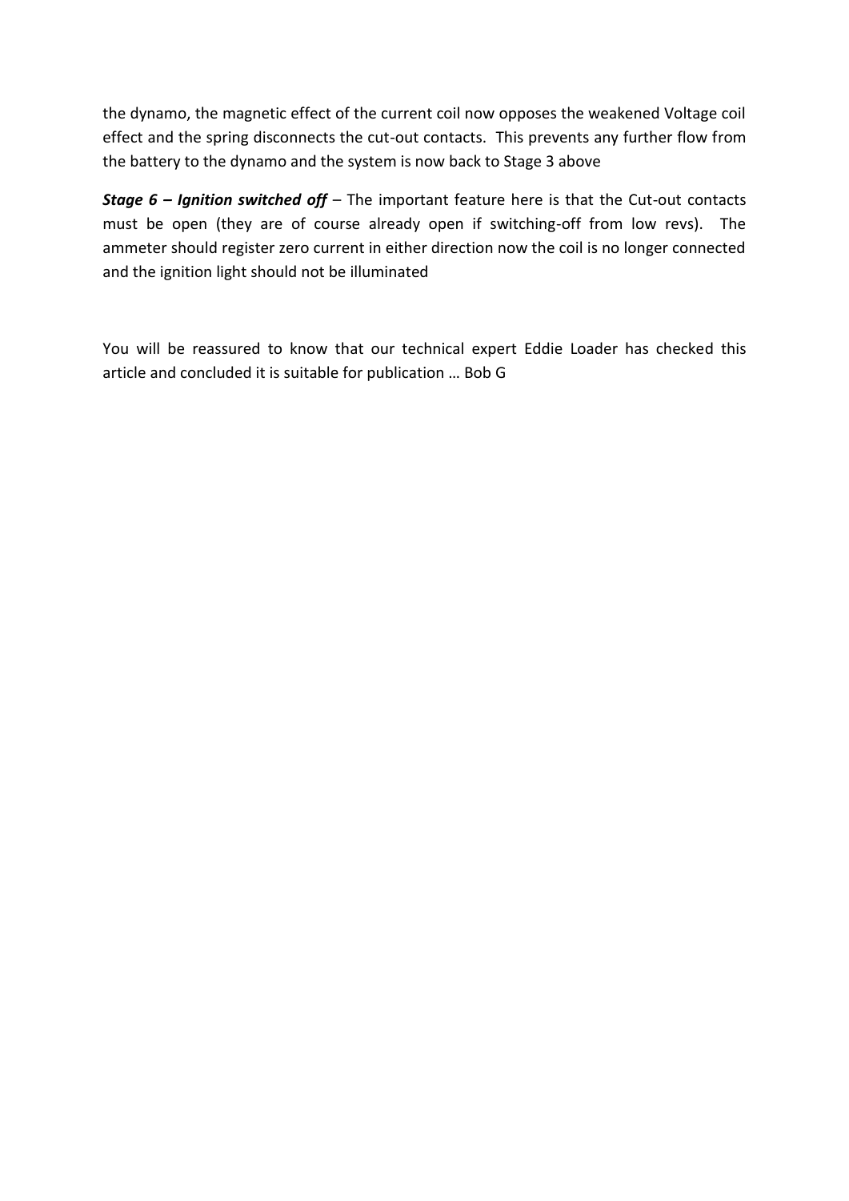the dynamo, the magnetic effect of the current coil now opposes the weakened Voltage coil effect and the spring disconnects the cut-out contacts. This prevents any further flow from the battery to the dynamo and the system is now back to Stage 3 above

***Stage 6 – Ignition switched off*** – The important feature here is that the Cut-out contacts must be open (they are of course already open if switching-off from low revs). The ammeter should register zero current in either direction now the coil is no longer connected and the ignition light should not be illuminated

You will be reassured to know that our technical expert Eddie Loader has checked this article and concluded it is suitable for publication … Bob G